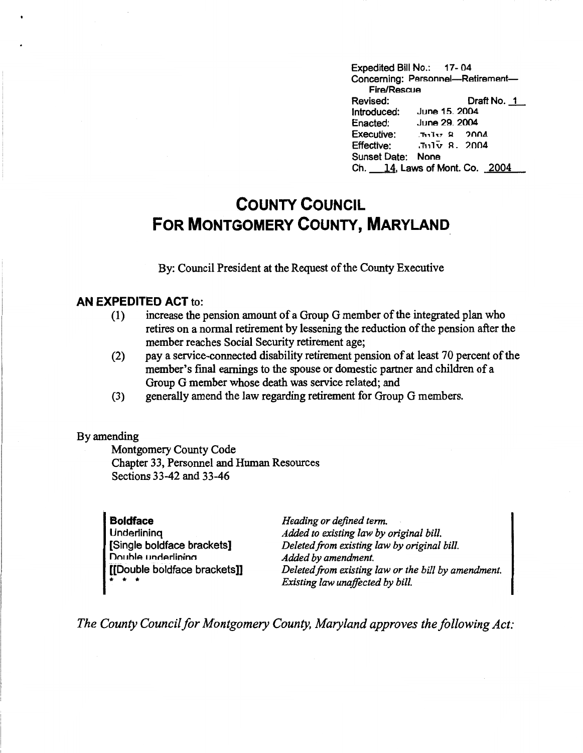Expedited Bill No.: 17-04
Concerning: Personnel—Retirement—Fire/Rescue
Revised: Draft No. 1
Introduced: June 15, 2004
Enacted: June 29, 2004
Executive: July 8, 2004
Effective: July 8, 2004
Sunset Date: None
Ch. 14, Laws of Mont. Co. 2004

# COUNTY COUNCIL
# FOR MONTGOMERY COUNTY, MARYLAND

By: Council President at the Request of the County Executive

## AN EXPEDITED ACT to:

(1) increase the pension amount of a Group G member of the integrated plan who retires on a normal retirement by lessening the reduction of the pension after the member reaches Social Security retirement age;

(2) pay a service-connected disability retirement pension of at least 70 percent of the member's final earnings to the spouse or domestic partner and children of a Group G member whose death was service related; and

(3) generally amend the law regarding retirement for Group G members.

By amending

Montgomery County Code
Chapter 33, Personnel and Human Resources
Sections 33-42 and 33-46

| | |
|---|---|
| **Boldface** | *Heading or defined term.* |
| Underlining | *Added to existing law by original bill.* |
| **[Single boldface brackets]** | *Deleted from existing law by original bill.* |
| Double underlining | *Added by amendment.* |
| **[[Double boldface brackets]]** | *Deleted from existing law or the bill by amendment.* |
| * * * | *Existing law unaffected by bill.* |

*The County Council for Montgomery County, Maryland approves the following Act:*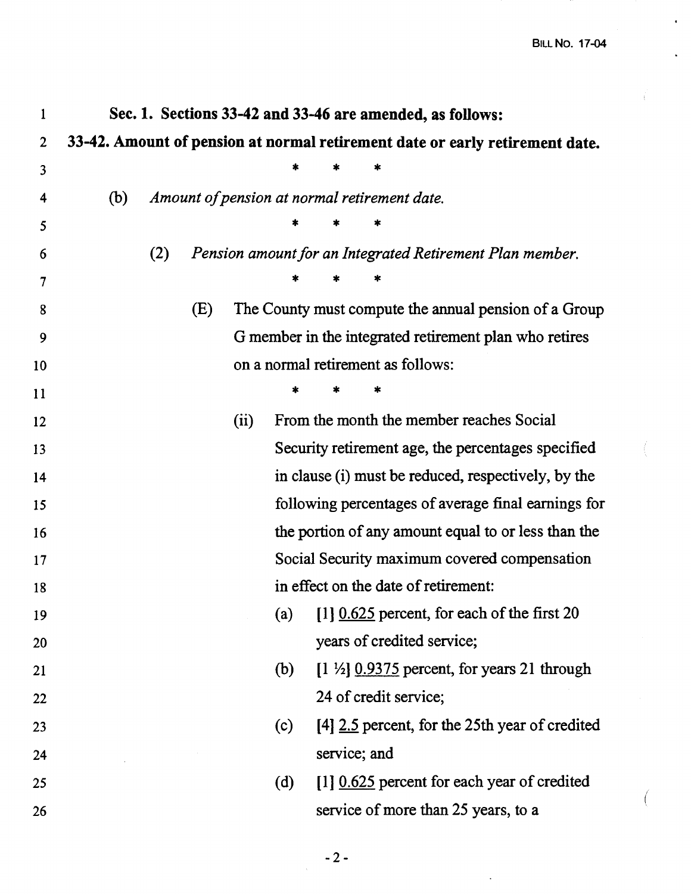**Sec. 1. Sections 33-42 and 33-46 are amended, as follows:**

**33-42. Amount of pension at normal retirement date or early retirement date.**

\* \* \*

(b) *Amount of pension at normal retirement date.*

\* \* \*

(2) *Pension amount for an Integrated Retirement Plan member.*

\* \* \*

(E) The County must compute the annual pension of a Group G member in the integrated retirement plan who retires on a normal retirement as follows:

\* \* \*

(ii) From the month the member reaches Social Security retirement age, the percentages specified in clause (i) must be reduced, respectively, by the following percentages of average final earnings for the portion of any amount equal to or less than the Social Security maximum covered compensation in effect on the date of retirement:

(a) [1] <u>0.625</u> percent, for each of the first 20 years of credited service;

(b) [1 ½] <u>0.9375</u> percent, for years 21 through 24 of credit service;

(c) [4] <u>2.5</u> percent, for the 25th year of credited service; and

(d) [1] <u>0.625</u> percent for each year of credited service of more than 25 years, to a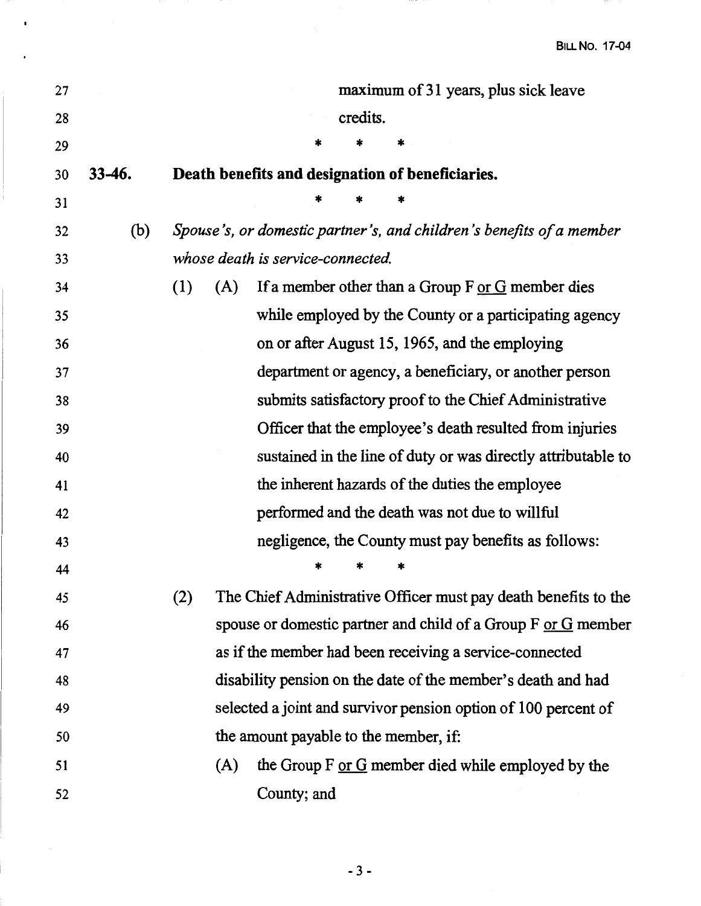maximum of 31 years, plus sick leave credits.

\* \* \*

**33-46. Death benefits and designation of beneficiaries.**

\* \* \*

(b) *Spouse's, or domestic partner's, and children's benefits of a member whose death is service-connected.*

(1) (A) If a member other than a Group F <u>or G</u> member dies while employed by the County or a participating agency on or after August 15, 1965, and the employing department or agency, a beneficiary, or another person submits satisfactory proof to the Chief Administrative Officer that the employee's death resulted from injuries sustained in the line of duty or was directly attributable to the inherent hazards of the duties the employee performed and the death was not due to willful negligence, the County must pay benefits as follows:

\* \* \*

(2) The Chief Administrative Officer must pay death benefits to the spouse or domestic partner and child of a Group F <u>or G</u> member as if the member had been receiving a service-connected disability pension on the date of the member's death and had selected a joint and survivor pension option of 100 percent of the amount payable to the member, if:

(A) the Group F <u>or G</u> member died while employed by the County; and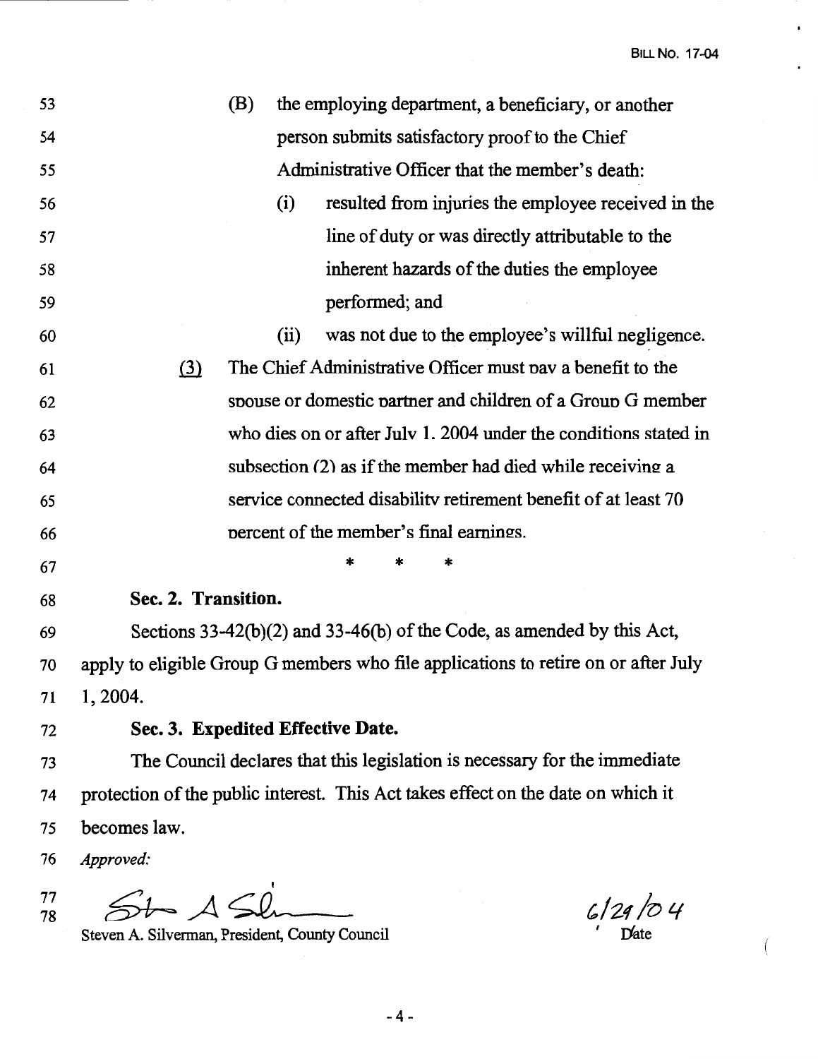53 (B) the employing department, a beneficiary, or another
54 person submits satisfactory proof to the Chief
55 Administrative Officer that the member's death:
56 (i) resulted from injuries the employee received in the
57 line of duty or was directly attributable to the
58 inherent hazards of the duties the employee
59 performed; and
60 (ii) was not due to the employee's willful negligence.
61 <u>(3) The Chief Administrative Officer must pay a benefit to the</u>
62 <u>spouse or domestic partner and children of a Group G member</u>
63 <u>who dies on or after July 1, 2004 under the conditions stated in</u>
64 <u>subsection (2) as if the member had died while receiving a</u>
65 <u>service connected disability retirement benefit of at least 70</u>
66 <u>percent of the member's final earnings.</u>
67 * * *

68 **Sec. 2. Transition.**

69 Sections 33-42(b)(2) and 33-46(b) of the Code, as amended by this Act,
70 apply to eligible Group G members who file applications to retire on or after July
71 1, 2004.

72 **Sec. 3. Expedited Effective Date.**

73 The Council declares that this legislation is necessary for the immediate
74 protection of the public interest. This Act takes effect on the date on which it
75 becomes law.

76 *Approved:*

77
78 Steven A. Silverman, President, County Council 6/29/04 Date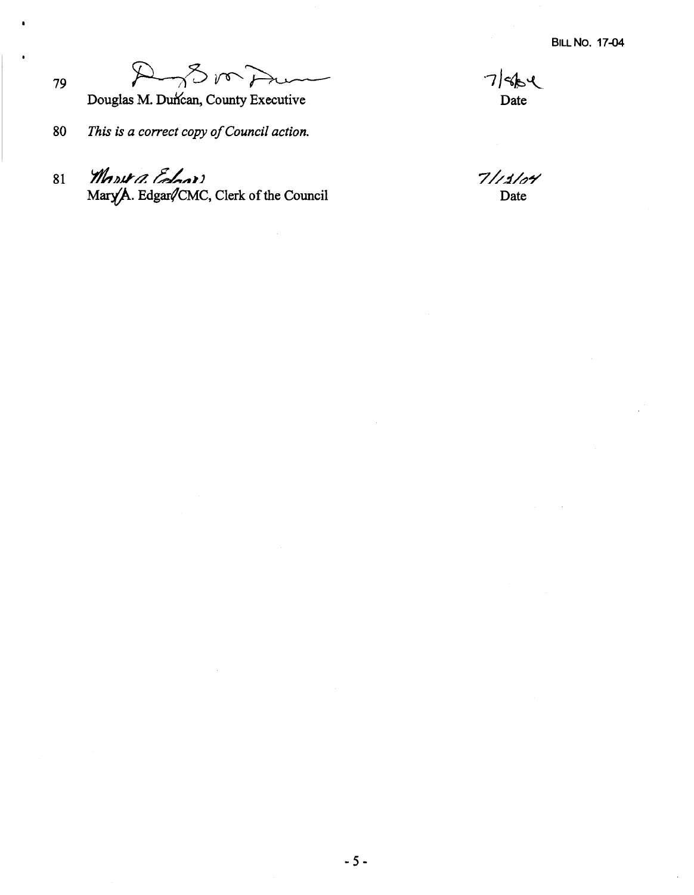BILL NO. 17-04

79 Douglas M. Duncan, County Executive — Date: 7/8/04

80 *This is a correct copy of Council action.*

81 Mary A. Edgar, CMC, Clerk of the Council — Date: 7/12/04